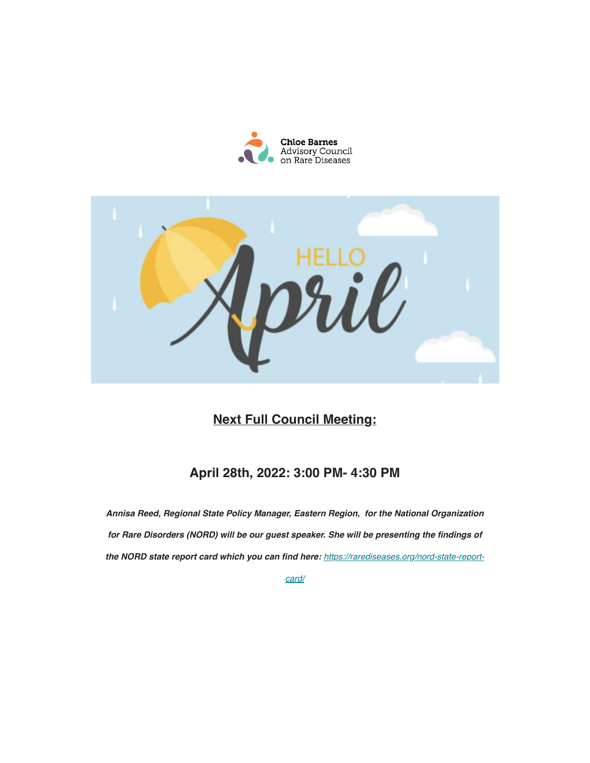Chloe Barnes
Advisory Council
on Rare Diseases

## Next Full Council Meeting:

### April 28th, 2022: 3:00 PM- 4:30 PM

***Annisa Reed, Regional State Policy Manager, Eastern Region, for the National Organization for Rare Disorders (NORD) will be our guest speaker. She will be presenting the findings of the NORD state report card which you can find here:*** *[https://rarediseases.org/nord-state-report-card/](https://rarediseases.org/nord-state-report-card/)*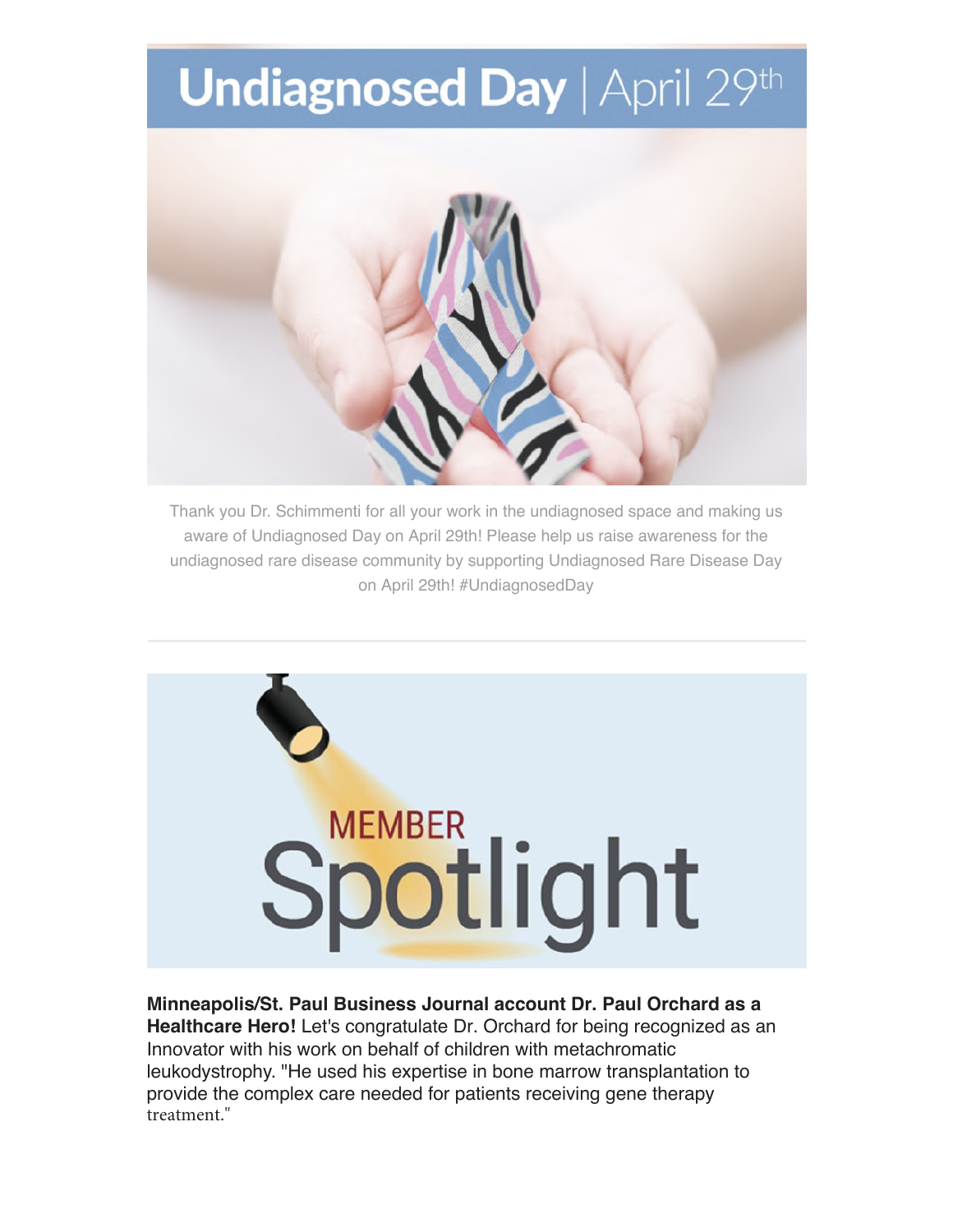# Undiagnosed Day | April 29th

Thank you Dr. Schimmenti for all your work in the undiagnosed space and making us aware of Undiagnosed Day on April 29th! Please help us raise awareness for the undiagnosed rare disease community by supporting Undiagnosed Rare Disease Day on April 29th! #UndiagnosedDay

---

## MEMBER Spotlight

**Minneapolis/St. Paul Business Journal account Dr. Paul Orchard as a Healthcare Hero!** Let's congratulate Dr. Orchard for being recognized as an Innovator with his work on behalf of children with metachromatic leukodystrophy. "He used his expertise in bone marrow transplantation to provide the complex care needed for patients receiving gene therapy treatment."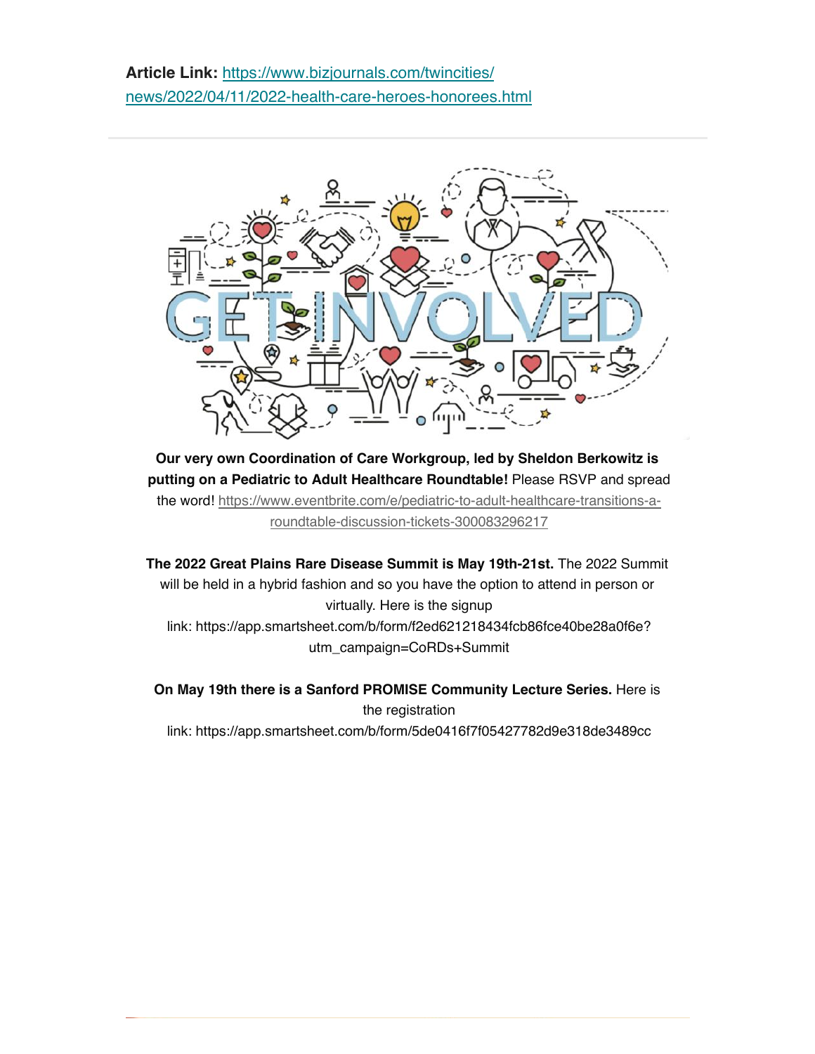**Article Link:** https://www.bizjournals.com/twincities/news/2022/04/11/2022-health-care-heroes-honorees.html

GET INVOLVED

**Our very own Coordination of Care Workgroup, led by Sheldon Berkowitz is putting on a Pediatric to Adult Healthcare Roundtable!** Please RSVP and spread the word! https://www.eventbrite.com/e/pediatric-to-adult-healthcare-transitions-a-roundtable-discussion-tickets-300083296217

**The 2022 Great Plains Rare Disease Summit is May 19th-21st.** The 2022 Summit will be held in a hybrid fashion and so you have the option to attend in person or virtually. Here is the signup link: https://app.smartsheet.com/b/form/f2ed621218434fcb86fce40be28a0f6e?utm_campaign=CoRDs+Summit

**On May 19th there is a Sanford PROMISE Community Lecture Series.** Here is the registration link: https://app.smartsheet.com/b/form/5de0416f7f05427782d9e318de3489cc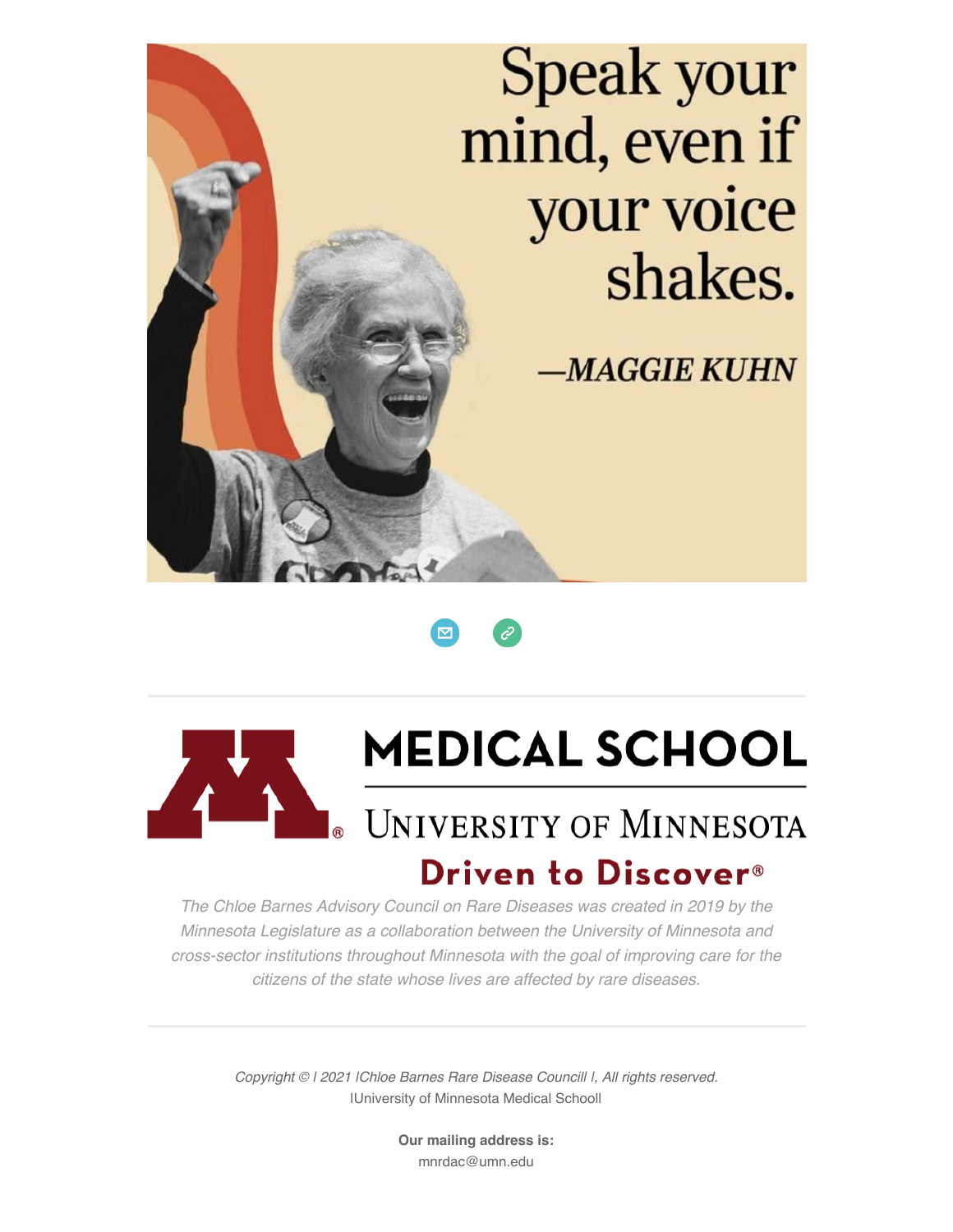Speak your mind, even if your voice shakes.

—MAGGIE KUHN

MEDICAL SCHOOL

UNIVERSITY OF MINNESOTA

Driven to Discover®

*The Chloe Barnes Advisory Council on Rare Diseases was created in 2019 by the Minnesota Legislature as a collaboration between the University of Minnesota and cross-sector institutions throughout Minnesota with the goal of improving care for the citizens of the state whose lives are affected by rare diseases.*

---

*Copyright © | 2021 |Chloe Barnes Rare Disease Councill |, All rights reserved.*
|University of Minnesota Medical Schooll

**Our mailing address is:**
mnrdac@umn.edu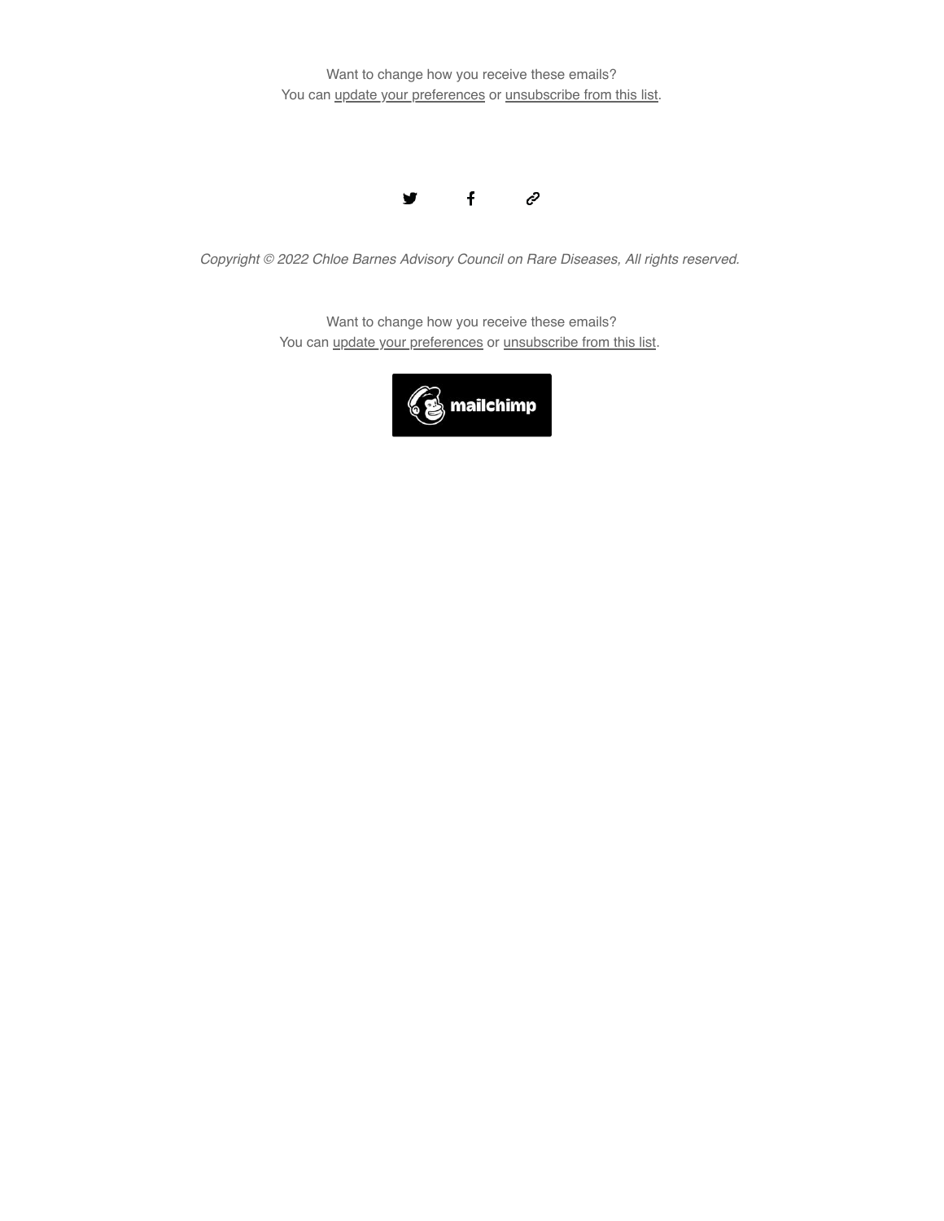Want to change how you receive these emails?
You can update your preferences or unsubscribe from this list.

*Copyright © 2022 Chloe Barnes Advisory Council on Rare Diseases, All rights reserved.*

Want to change how you receive these emails?
You can update your preferences or unsubscribe from this list.